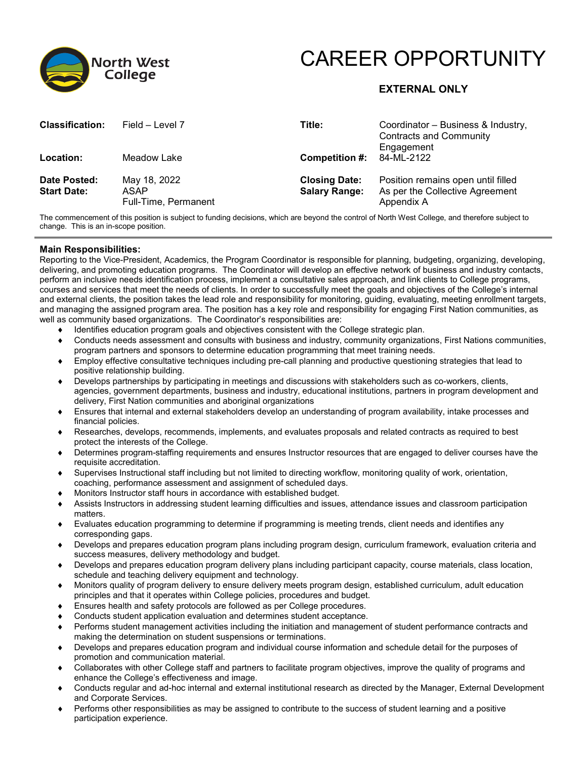North West College

# CAREER OPPORTUNITY

**EXTERNAL ONLY**

| | | | |
|---|---|---|---|
| **Classification:** | Field – Level 7 | **Title:** | Coordinator – Business & Industry, Contracts and Community Engagement |
| **Location:** | Meadow Lake | **Competition #:** | 84-ML-2122 |
| **Date Posted:** | May 18, 2022 | **Closing Date:** | Position remains open until filled |
| **Start Date:** | ASAP<br>Full-Time, Permanent | **Salary Range:** | As per the Collective Agreement Appendix A |

The commencement of this position is subject to funding decisions, which are beyond the control of North West College, and therefore subject to change. This is an in-scope position.

---

**Main Responsibilities:**

Reporting to the Vice-President, Academics, the Program Coordinator is responsible for planning, budgeting, organizing, developing, delivering, and promoting education programs. The Coordinator will develop an effective network of business and industry contacts, perform an inclusive needs identification process, implement a consultative sales approach, and link clients to College programs, courses and services that meet the needs of clients. In order to successfully meet the goals and objectives of the College's internal and external clients, the position takes the lead role and responsibility for monitoring, guiding, evaluating, meeting enrollment targets, and managing the assigned program area. The position has a key role and responsibility for engaging First Nation communities, as well as community based organizations. The Coordinator's responsibilities are:

- Identifies education program goals and objectives consistent with the College strategic plan.
- Conducts needs assessment and consults with business and industry, community organizations, First Nations communities, program partners and sponsors to determine education programming that meet training needs.
- Employ effective consultative techniques including pre-call planning and productive questioning strategies that lead to positive relationship building.
- Develops partnerships by participating in meetings and discussions with stakeholders such as co-workers, clients, agencies, government departments, business and industry, educational institutions, partners in program development and delivery, First Nation communities and aboriginal organizations
- Ensures that internal and external stakeholders develop an understanding of program availability, intake processes and financial policies.
- Researches, develops, recommends, implements, and evaluates proposals and related contracts as required to best protect the interests of the College.
- Determines program-staffing requirements and ensures Instructor resources that are engaged to deliver courses have the requisite accreditation.
- Supervises Instructional staff including but not limited to directing workflow, monitoring quality of work, orientation, coaching, performance assessment and assignment of scheduled days.
- Monitors Instructor staff hours in accordance with established budget.
- Assists Instructors in addressing student learning difficulties and issues, attendance issues and classroom participation matters.
- Evaluates education programming to determine if programming is meeting trends, client needs and identifies any corresponding gaps.
- Develops and prepares education program plans including program design, curriculum framework, evaluation criteria and success measures, delivery methodology and budget.
- Develops and prepares education program delivery plans including participant capacity, course materials, class location, schedule and teaching delivery equipment and technology.
- Monitors quality of program delivery to ensure delivery meets program design, established curriculum, adult education principles and that it operates within College policies, procedures and budget.
- Ensures health and safety protocols are followed as per College procedures.
- Conducts student application evaluation and determines student acceptance.
- Performs student management activities including the initiation and management of student performance contracts and making the determination on student suspensions or terminations.
- Develops and prepares education program and individual course information and schedule detail for the purposes of promotion and communication material.
- Collaborates with other College staff and partners to facilitate program objectives, improve the quality of programs and enhance the College's effectiveness and image.
- Conducts regular and ad-hoc internal and external institutional research as directed by the Manager, External Development and Corporate Services.
- Performs other responsibilities as may be assigned to contribute to the success of student learning and a positive participation experience.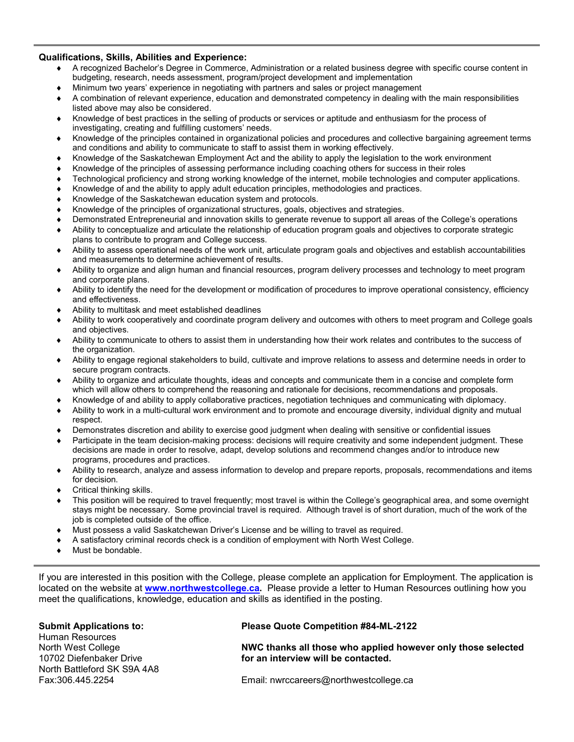**Qualifications, Skills, Abilities and Experience:**

- A recognized Bachelor's Degree in Commerce, Administration or a related business degree with specific course content in budgeting, research, needs assessment, program/project development and implementation
- Minimum two years' experience in negotiating with partners and sales or project management
- A combination of relevant experience, education and demonstrated competency in dealing with the main responsibilities listed above may also be considered.
- Knowledge of best practices in the selling of products or services or aptitude and enthusiasm for the process of investigating, creating and fulfilling customers' needs.
- Knowledge of the principles contained in organizational policies and procedures and collective bargaining agreement terms and conditions and ability to communicate to staff to assist them in working effectively.
- Knowledge of the Saskatchewan Employment Act and the ability to apply the legislation to the work environment
- Knowledge of the principles of assessing performance including coaching others for success in their roles
- Technological proficiency and strong working knowledge of the internet, mobile technologies and computer applications.
- Knowledge of and the ability to apply adult education principles, methodologies and practices.
- Knowledge of the Saskatchewan education system and protocols.
- Knowledge of the principles of organizational structures, goals, objectives and strategies.
- Demonstrated Entrepreneurial and innovation skills to generate revenue to support all areas of the College's operations
- Ability to conceptualize and articulate the relationship of education program goals and objectives to corporate strategic plans to contribute to program and College success.
- Ability to assess operational needs of the work unit, articulate program goals and objectives and establish accountabilities and measurements to determine achievement of results.
- Ability to organize and align human and financial resources, program delivery processes and technology to meet program and corporate plans.
- Ability to identify the need for the development or modification of procedures to improve operational consistency, efficiency and effectiveness.
- Ability to multitask and meet established deadlines
- Ability to work cooperatively and coordinate program delivery and outcomes with others to meet program and College goals and objectives.
- Ability to communicate to others to assist them in understanding how their work relates and contributes to the success of the organization.
- Ability to engage regional stakeholders to build, cultivate and improve relations to assess and determine needs in order to secure program contracts.
- Ability to organize and articulate thoughts, ideas and concepts and communicate them in a concise and complete form which will allow others to comprehend the reasoning and rationale for decisions, recommendations and proposals.
- Knowledge of and ability to apply collaborative practices, negotiation techniques and communicating with diplomacy.
- Ability to work in a multi-cultural work environment and to promote and encourage diversity, individual dignity and mutual respect.
- Demonstrates discretion and ability to exercise good judgment when dealing with sensitive or confidential issues
- Participate in the team decision-making process: decisions will require creativity and some independent judgment. These decisions are made in order to resolve, adapt, develop solutions and recommend changes and/or to introduce new programs, procedures and practices.
- Ability to research, analyze and assess information to develop and prepare reports, proposals, recommendations and items for decision.
- Critical thinking skills.
- This position will be required to travel frequently; most travel is within the College's geographical area, and some overnight stays might be necessary. Some provincial travel is required. Although travel is of short duration, much of the work of the job is completed outside of the office.
- Must possess a valid Saskatchewan Driver's License and be willing to travel as required.
- A satisfactory criminal records check is a condition of employment with North West College.
- Must be bondable.

---

If you are interested in this position with the College, please complete an application for Employment. The application is located on the website at **[www.northwestcollege.ca](http://www.northwestcollege.ca).** Please provide a letter to Human Resources outlining how you meet the qualifications, knowledge, education and skills as identified in the posting.

**Submit Applications to:**
Human Resources
North West College
10702 Diefenbaker Drive
North Battleford SK S9A 4A8
Fax:306.445.2254

**Please Quote Competition #84-ML-2122**

**NWC thanks all those who applied however only those selected for an interview will be contacted.**

Email: nwrccareers@northwestcollege.ca